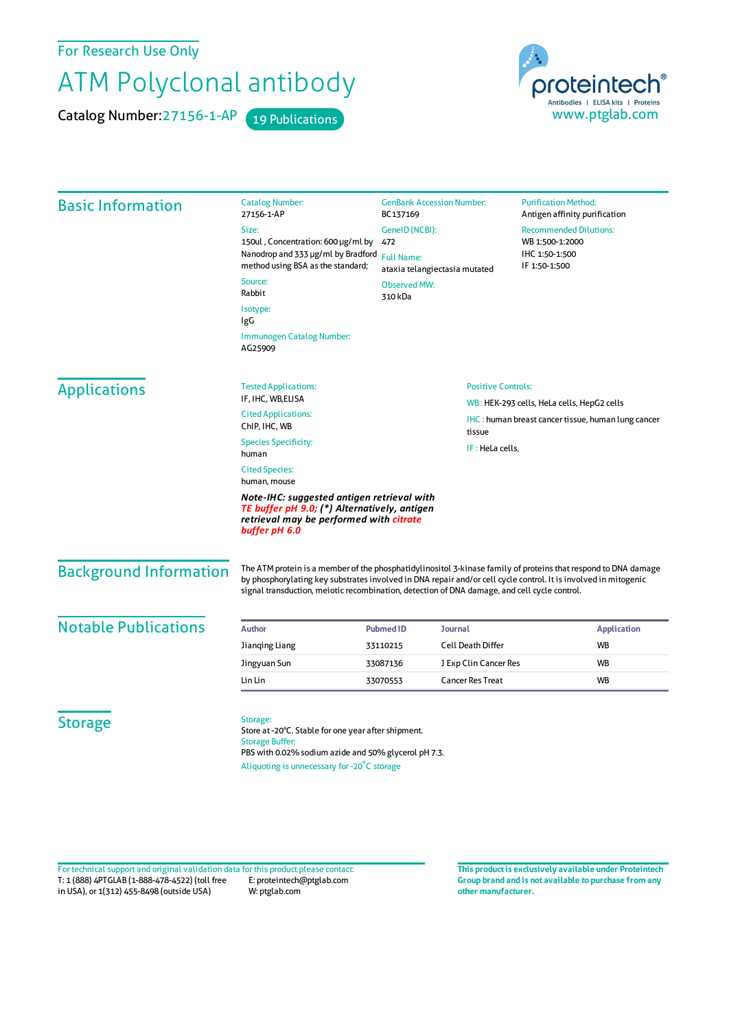For Research Use Only

# ATM Polyclonal antibody

Catalog Number:27156-1-AP 19 Publications

proteintech® Antibodies | ELISA kits | Proteins
www.ptglab.com

## Basic Information

Catalog Number:
27156-1-AP

Size:
150ul , Concentration: 600 μg/ml by Nanodrop and 333 μg/ml by Bradford method using BSA as the standard;

Source:
Rabbit

Isotype:
IgG

Immunogen Catalog Number:
AG25909

GenBank Accession Number:
BC137169

GeneID (NCBI):
472

Full Name:
ataxia telangiectasia mutated

Observed MW:
310 kDa

Purification Method:
Antigen affinity purification

Recommended Dilutions:
WB 1:500-1:2000
IHC 1:50-1:500
IF 1:50-1:500

## Applications

Tested Applications:
IF, IHC, WB,ELISA

Cited Applications:
ChIP, IHC, WB

Species Specificity:
human

Cited Species:
human, mouse

***Note-IHC: suggested antigen retrieval with TE buffer pH 9.0; (\*) Alternatively, antigen retrieval may be performed with citrate buffer pH 6.0***

Positive Controls:

WB : HEK-293 cells, HeLa cells, HepG2 cells

IHC : human breast cancer tissue, human lung cancer tissue

IF : HeLa cells,

## Background Information

The ATM protein is a member of the phosphatidylinositol 3-kinase family of proteins that respond to DNA damage by phosphorylating key substrates involved in DNA repair and/or cell cycle control. It is involved in mitogenic signal transduction, meiotic recombination, detection of DNA damage, and cell cycle control.

## Notable Publications

| Author | Pubmed ID | Journal | Application |
|---|---|---|---|
| Jianqing Liang | 33110215 | Cell Death Differ | WB |
| Jingyuan Sun | 33087136 | J Exp Clin Cancer Res | WB |
| Lin Lin | 33070553 | Cancer Res Treat | WB |

## Storage

Storage:
Store at -20°C. Stable for one year after shipment.

Storage Buffer:
PBS with 0.02% sodium azide and 50% glycerol pH 7.3.

Aliquoting is unnecessary for -20°C storage

For technical support and original validation data for this product please contact:
T: 1 (888) 4PTGLAB (1-888-478-4522) (toll free in USA), or 1(312) 455-8498 (outside USA)
E: proteintech@ptglab.com
W: ptglab.com

**This product is exclusively available under Proteintech Group brand and is not available to purchase from any other manufacturer.**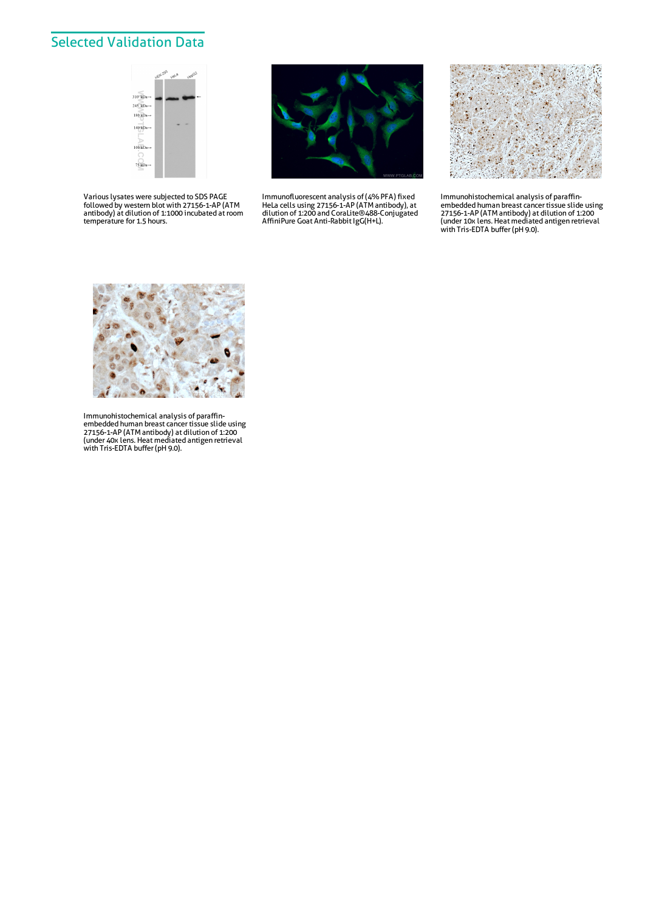## Selected Validation Data

Various lysates were subjected to SDS PAGE followed by western blot with 27156-1-AP (ATM antibody) at dilution of 1:1000 incubated at room temperature for 1.5 hours.

Immunofluorescent analysis of (4% PFA) fixed HeLa cells using 27156-1-AP (ATM antibody), at dilution of 1:200 and CoraLite®488-Conjugated AffiniPure Goat Anti-Rabbit IgG(H+L).

Immunohistochemical analysis of paraffin-embedded human breast cancer tissue slide using 27156-1-AP (ATM antibody) at dilution of 1:200 (under 10x lens. Heat mediated antigen retrieval with Tris-EDTA buffer (pH 9.0).

Immunohistochemical analysis of paraffin-embedded human breast cancer tissue slide using 27156-1-AP (ATM antibody) at dilution of 1:200 (under 40x lens. Heat mediated antigen retrieval with Tris-EDTA buffer (pH 9.0).